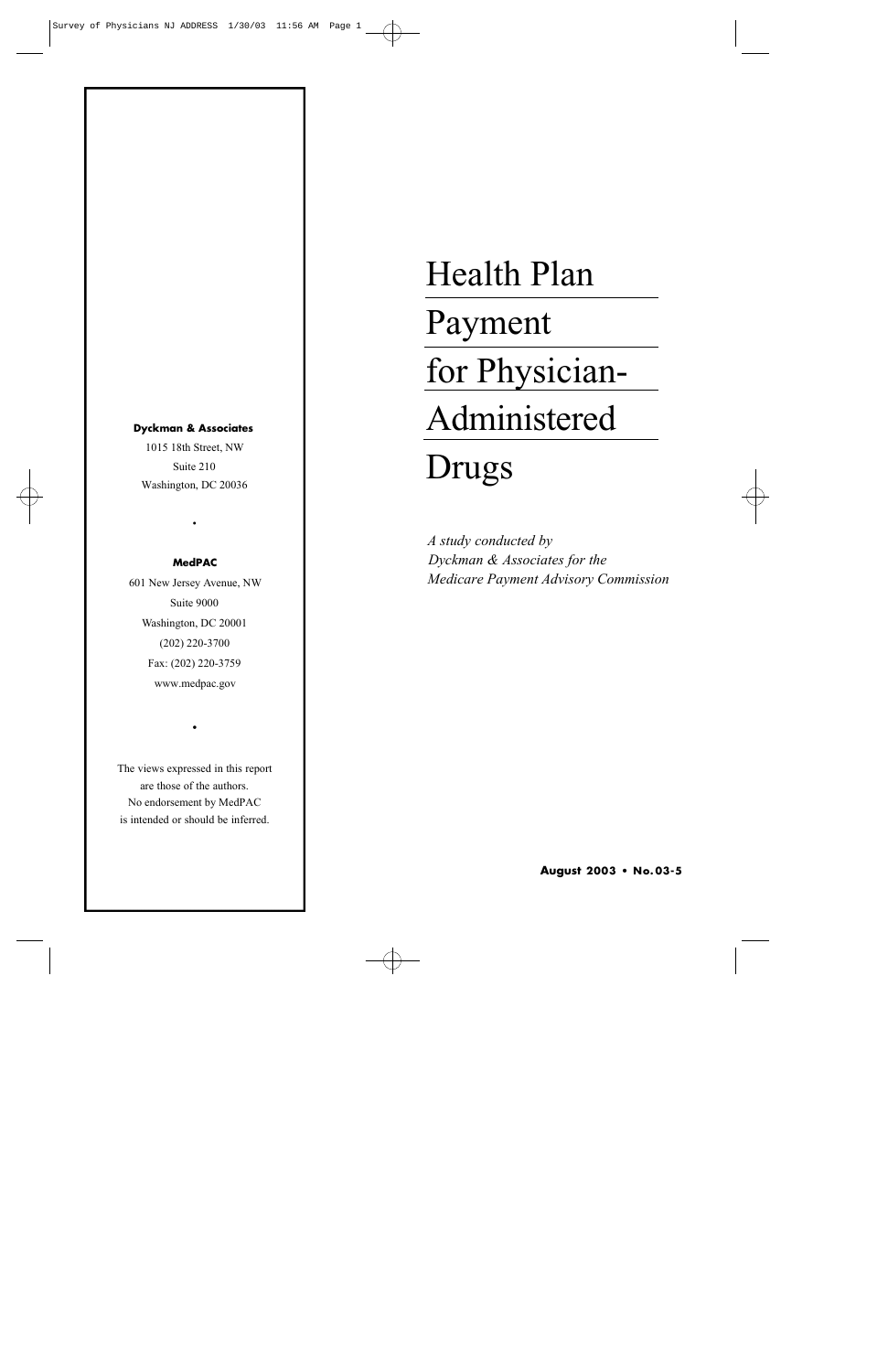# Health Plan Payment for Physician-Administered Drugs

*A study conducted by Dyckman & Associates for the Medicare Payment Advisory Commission*

**August 2003 • No. 03-5**

**Dyckman & Associates**

1015 18th Street, NW
Suite 210
Washington, DC 20036

•

**MedPAC**

601 New Jersey Avenue, NW
Suite 9000
Washington, DC 20001
(202) 220-3700
Fax: (202) 220-3759
www.medpac.gov

•

The views expressed in this report are those of the authors. No endorsement by MedPAC is intended or should be inferred.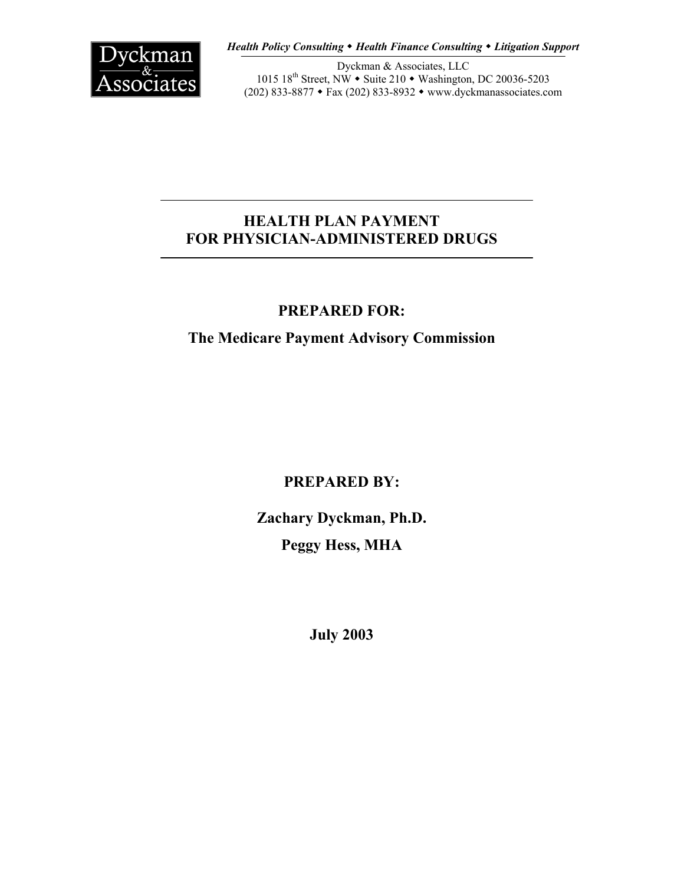Dyckman & Associates

*Health Policy Consulting ◆ Health Finance Consulting ◆ Litigation Support*

Dyckman & Associates, LLC
1015 18th Street, NW ◆ Suite 210 ◆ Washington, DC 20036-5203
(202) 833-8877 ◆ Fax (202) 833-8932 ◆ www.dyckmanassociates.com

# HEALTH PLAN PAYMENT FOR PHYSICIAN-ADMINISTERED DRUGS

## PREPARED FOR:

## The Medicare Payment Advisory Commission

## PREPARED BY:

## Zachary Dyckman, Ph.D.

## Peggy Hess, MHA

**July 2003**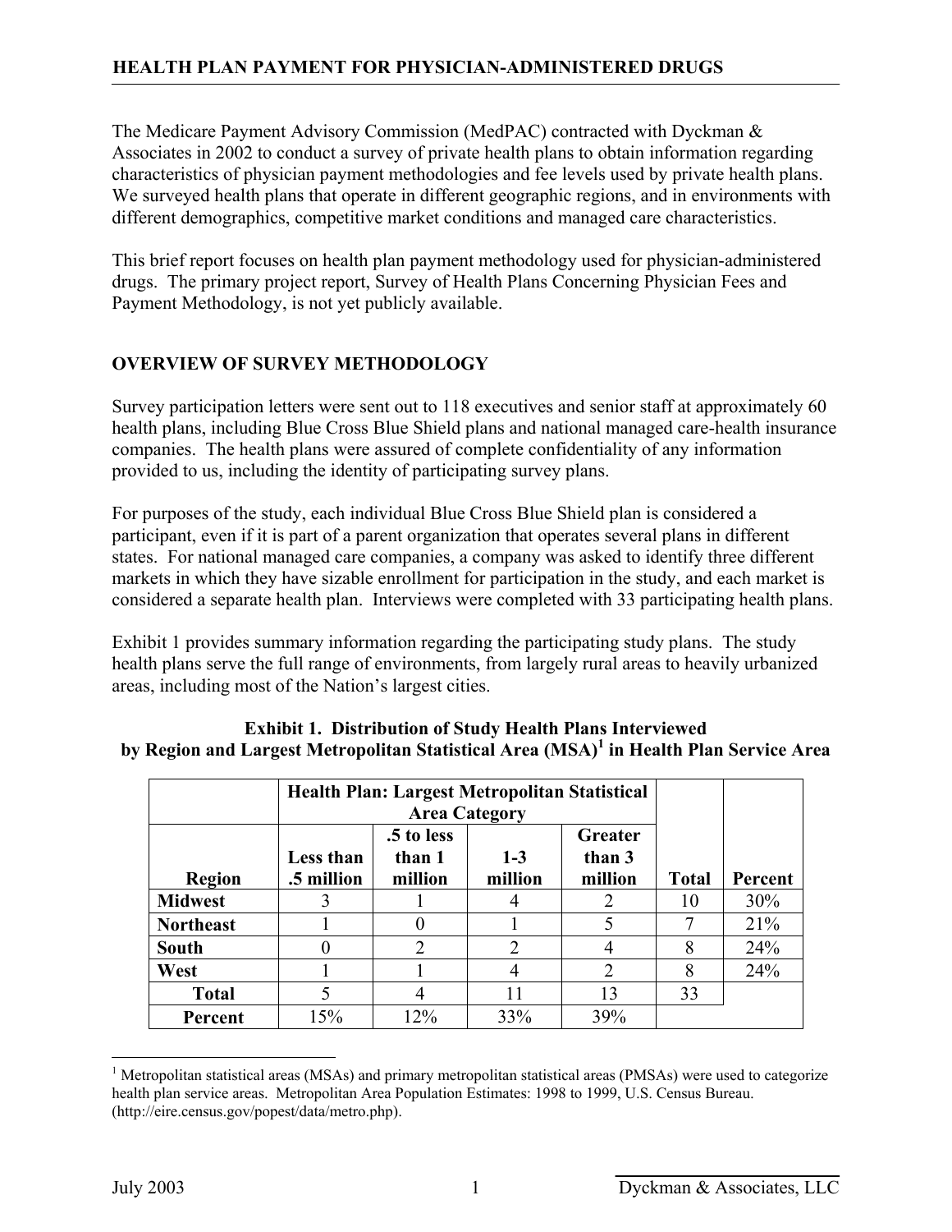The Medicare Payment Advisory Commission (MedPAC) contracted with Dyckman & Associates in 2002 to conduct a survey of private health plans to obtain information regarding characteristics of physician payment methodologies and fee levels used by private health plans. We surveyed health plans that operate in different geographic regions, and in environments with different demographics, competitive market conditions and managed care characteristics.

This brief report focuses on health plan payment methodology used for physician-administered drugs. The primary project report, Survey of Health Plans Concerning Physician Fees and Payment Methodology, is not yet publicly available.

## OVERVIEW OF SURVEY METHODOLOGY

Survey participation letters were sent out to 118 executives and senior staff at approximately 60 health plans, including Blue Cross Blue Shield plans and national managed care-health insurance companies. The health plans were assured of complete confidentiality of any information provided to us, including the identity of participating survey plans.

For purposes of the study, each individual Blue Cross Blue Shield plan is considered a participant, even if it is part of a parent organization that operates several plans in different states. For national managed care companies, a company was asked to identify three different markets in which they have sizable enrollment for participation in the study, and each market is considered a separate health plan. Interviews were completed with 33 participating health plans.

Exhibit 1 provides summary information regarding the participating study plans. The study health plans serve the full range of environments, from largely rural areas to heavily urbanized areas, including most of the Nation's largest cities.

**Exhibit 1. Distribution of Study Health Plans Interviewed by Region and Largest Metropolitan Statistical Area (MSA)[1] in Health Plan Service Area**

| | Health Plan: Largest Metropolitan Statistical Area Category | | | | | |
|---|---|---|---|---|---|---|
| **Region** | **Less than .5 million** | **.5 to less than 1 million** | **1-3 million** | **Greater than 3 million** | **Total** | **Percent** |
| **Midwest** | 3 | 1 | 4 | 2 | 10 | 30% |
| **Northeast** | 1 | 0 | 1 | 5 | 7 | 21% |
| **South** | 0 | 2 | 2 | 4 | 8 | 24% |
| **West** | 1 | 1 | 4 | 2 | 8 | 24% |
| **Total** | 5 | 4 | 11 | 13 | 33 | |
| **Percent** | 15% | 12% | 33% | 39% | | |

[1] Metropolitan statistical areas (MSAs) and primary metropolitan statistical areas (PMSAs) were used to categorize health plan service areas. Metropolitan Area Population Estimates: 1998 to 1999, U.S. Census Bureau. (http://eire.census.gov/popest/data/metro.php).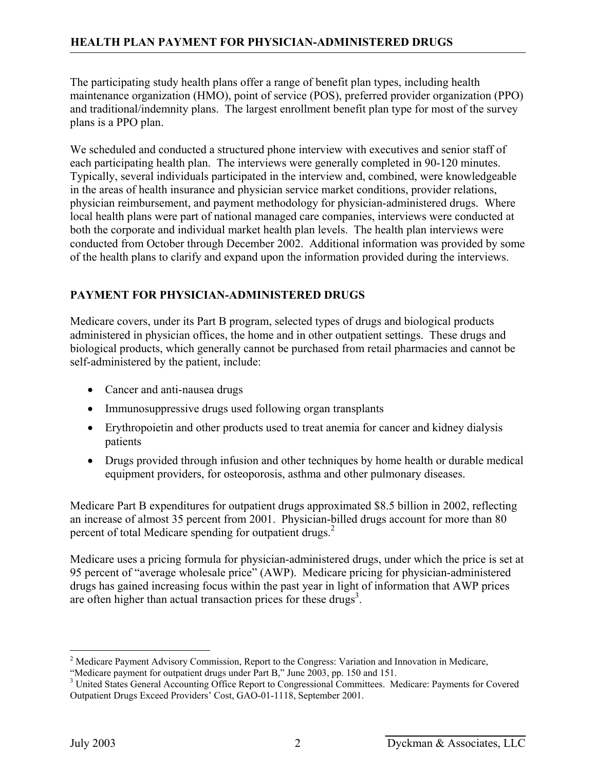The participating study health plans offer a range of benefit plan types, including health maintenance organization (HMO), point of service (POS), preferred provider organization (PPO) and traditional/indemnity plans. The largest enrollment benefit plan type for most of the survey plans is a PPO plan.

We scheduled and conducted a structured phone interview with executives and senior staff of each participating health plan. The interviews were generally completed in 90-120 minutes. Typically, several individuals participated in the interview and, combined, were knowledgeable in the areas of health insurance and physician service market conditions, provider relations, physician reimbursement, and payment methodology for physician-administered drugs. Where local health plans were part of national managed care companies, interviews were conducted at both the corporate and individual market health plan levels. The health plan interviews were conducted from October through December 2002. Additional information was provided by some of the health plans to clarify and expand upon the information provided during the interviews.

## PAYMENT FOR PHYSICIAN-ADMINISTERED DRUGS

Medicare covers, under its Part B program, selected types of drugs and biological products administered in physician offices, the home and in other outpatient settings. These drugs and biological products, which generally cannot be purchased from retail pharmacies and cannot be self-administered by the patient, include:

- Cancer and anti-nausea drugs
- Immunosuppressive drugs used following organ transplants
- Erythropoietin and other products used to treat anemia for cancer and kidney dialysis patients
- Drugs provided through infusion and other techniques by home health or durable medical equipment providers, for osteoporosis, asthma and other pulmonary diseases.

Medicare Part B expenditures for outpatient drugs approximated $8.5 billion in 2002, reflecting an increase of almost 35 percent from 2001. Physician-billed drugs account for more than 80 percent of total Medicare spending for outpatient drugs.[2]

Medicare uses a pricing formula for physician-administered drugs, under which the price is set at 95 percent of "average wholesale price" (AWP). Medicare pricing for physician-administered drugs has gained increasing focus within the past year in light of information that AWP prices are often higher than actual transaction prices for these drugs[3].

---

[2] Medicare Payment Advisory Commission, Report to the Congress: Variation and Innovation in Medicare, "Medicare payment for outpatient drugs under Part B," June 2003, pp. 150 and 151.

[3] United States General Accounting Office Report to Congressional Committees. Medicare: Payments for Covered Outpatient Drugs Exceed Providers' Cost, GAO-01-1118, September 2001.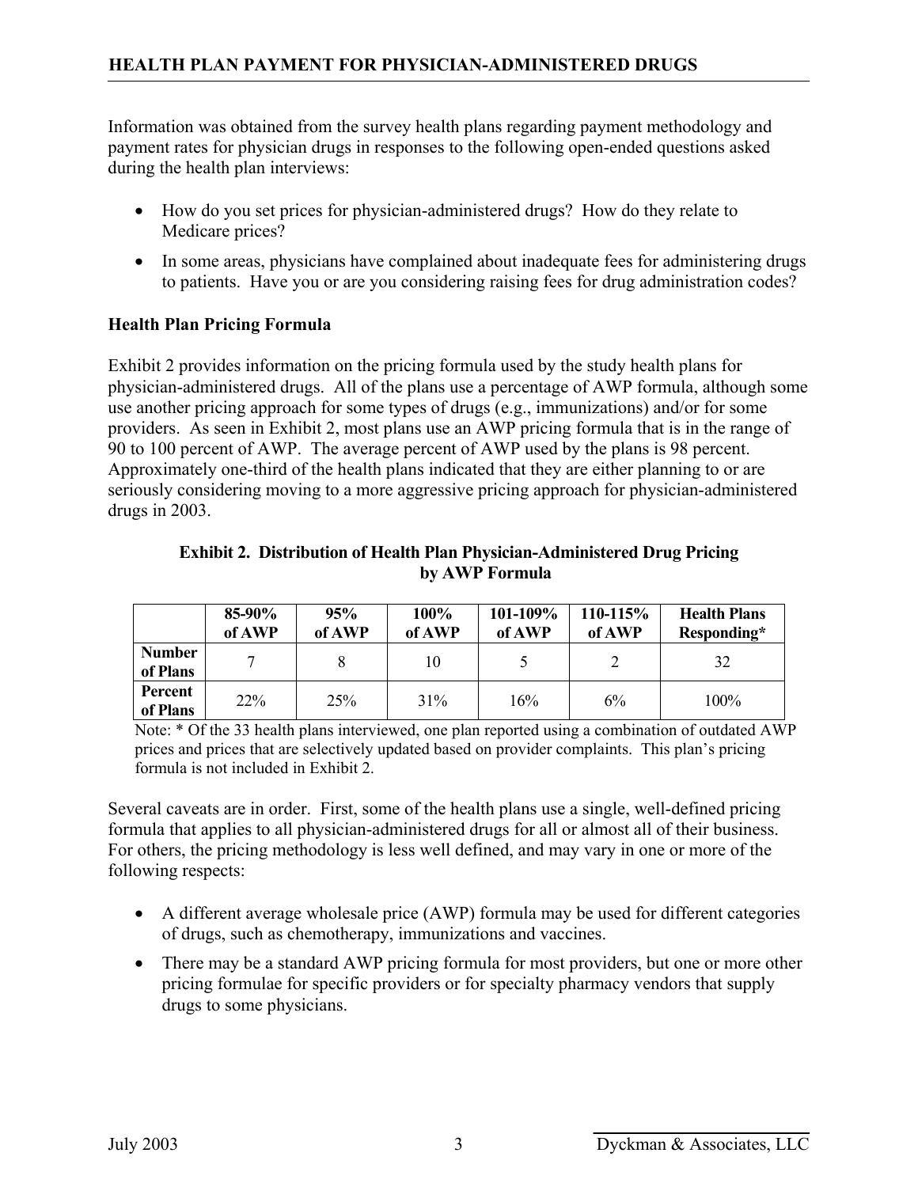Information was obtained from the survey health plans regarding payment methodology and payment rates for physician drugs in responses to the following open-ended questions asked during the health plan interviews:

- How do you set prices for physician-administered drugs? How do they relate to Medicare prices?
- In some areas, physicians have complained about inadequate fees for administering drugs to patients. Have you or are you considering raising fees for drug administration codes?

### Health Plan Pricing Formula

Exhibit 2 provides information on the pricing formula used by the study health plans for physician-administered drugs. All of the plans use a percentage of AWP formula, although some use another pricing approach for some types of drugs (e.g., immunizations) and/or for some providers. As seen in Exhibit 2, most plans use an AWP pricing formula that is in the range of 90 to 100 percent of AWP. The average percent of AWP used by the plans is 98 percent. Approximately one-third of the health plans indicated that they are either planning to or are seriously considering moving to a more aggressive pricing approach for physician-administered drugs in 2003.

**Exhibit 2. Distribution of Health Plan Physician-Administered Drug Pricing by AWP Formula**

| | 85-90% of AWP | 95% of AWP | 100% of AWP | 101-109% of AWP | 110-115% of AWP | Health Plans Responding* |
|---|---|---|---|---|---|---|
| **Number of Plans** | 7 | 8 | 10 | 5 | 2 | 32 |
| **Percent of Plans** | 22% | 25% | 31% | 16% | 6% | 100% |

Note: * Of the 33 health plans interviewed, one plan reported using a combination of outdated AWP prices and prices that are selectively updated based on provider complaints. This plan's pricing formula is not included in Exhibit 2.

Several caveats are in order. First, some of the health plans use a single, well-defined pricing formula that applies to all physician-administered drugs for all or almost all of their business. For others, the pricing methodology is less well defined, and may vary in one or more of the following respects:

- A different average wholesale price (AWP) formula may be used for different categories of drugs, such as chemotherapy, immunizations and vaccines.
- There may be a standard AWP pricing formula for most providers, but one or more other pricing formulae for specific providers or for specialty pharmacy vendors that supply drugs to some physicians.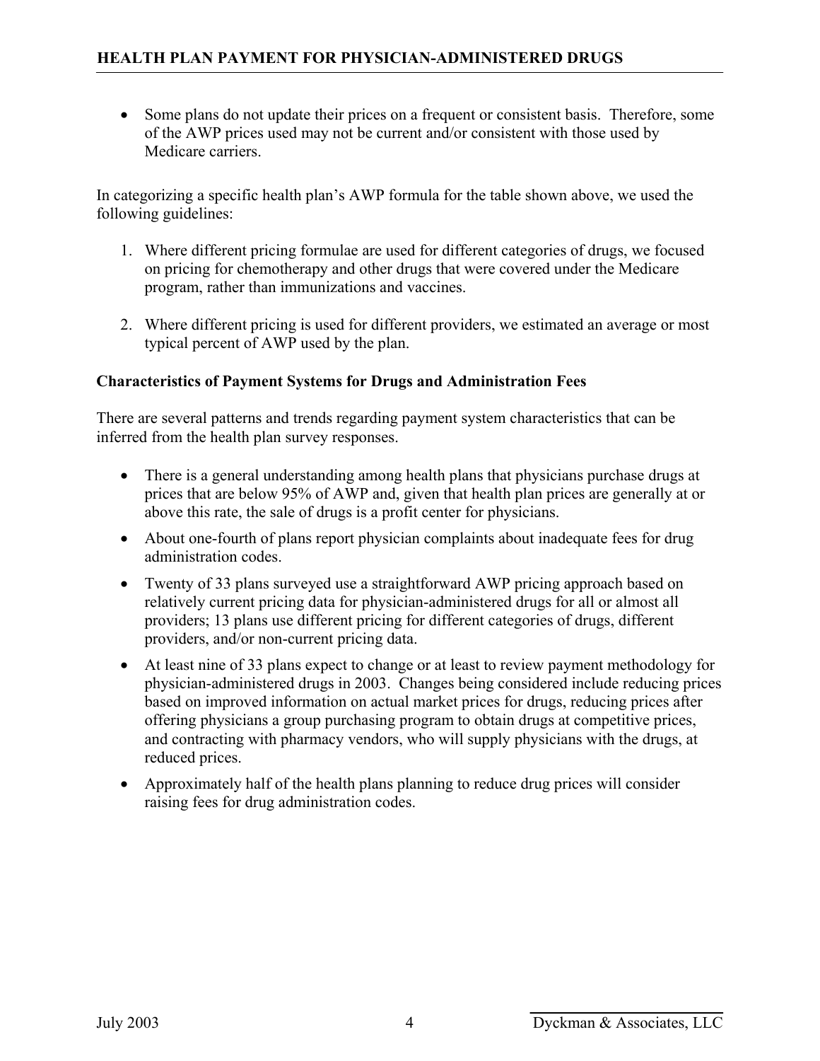- Some plans do not update their prices on a frequent or consistent basis. Therefore, some of the AWP prices used may not be current and/or consistent with those used by Medicare carriers.

In categorizing a specific health plan's AWP formula for the table shown above, we used the following guidelines:

1. Where different pricing formulae are used for different categories of drugs, we focused on pricing for chemotherapy and other drugs that were covered under the Medicare program, rather than immunizations and vaccines.

2. Where different pricing is used for different providers, we estimated an average or most typical percent of AWP used by the plan.

**Characteristics of Payment Systems for Drugs and Administration Fees**

There are several patterns and trends regarding payment system characteristics that can be inferred from the health plan survey responses.

- There is a general understanding among health plans that physicians purchase drugs at prices that are below 95% of AWP and, given that health plan prices are generally at or above this rate, the sale of drugs is a profit center for physicians.
- About one-fourth of plans report physician complaints about inadequate fees for drug administration codes.
- Twenty of 33 plans surveyed use a straightforward AWP pricing approach based on relatively current pricing data for physician-administered drugs for all or almost all providers; 13 plans use different pricing for different categories of drugs, different providers, and/or non-current pricing data.
- At least nine of 33 plans expect to change or at least to review payment methodology for physician-administered drugs in 2003. Changes being considered include reducing prices based on improved information on actual market prices for drugs, reducing prices after offering physicians a group purchasing program to obtain drugs at competitive prices, and contracting with pharmacy vendors, who will supply physicians with the drugs, at reduced prices.
- Approximately half of the health plans planning to reduce drug prices will consider raising fees for drug administration codes.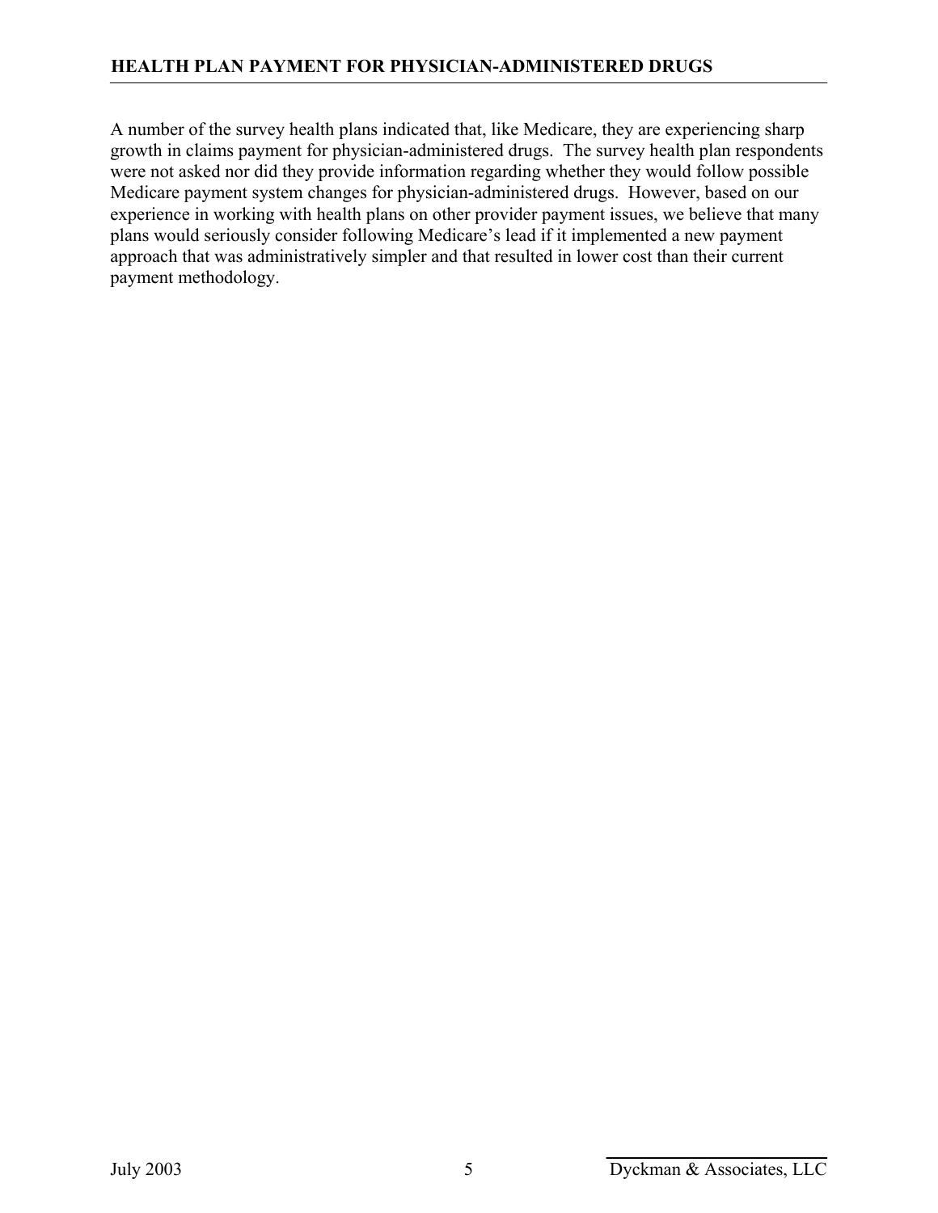A number of the survey health plans indicated that, like Medicare, they are experiencing sharp growth in claims payment for physician-administered drugs. The survey health plan respondents were not asked nor did they provide information regarding whether they would follow possible Medicare payment system changes for physician-administered drugs. However, based on our experience in working with health plans on other provider payment issues, we believe that many plans would seriously consider following Medicare's lead if it implemented a new payment approach that was administratively simpler and that resulted in lower cost than their current payment methodology.